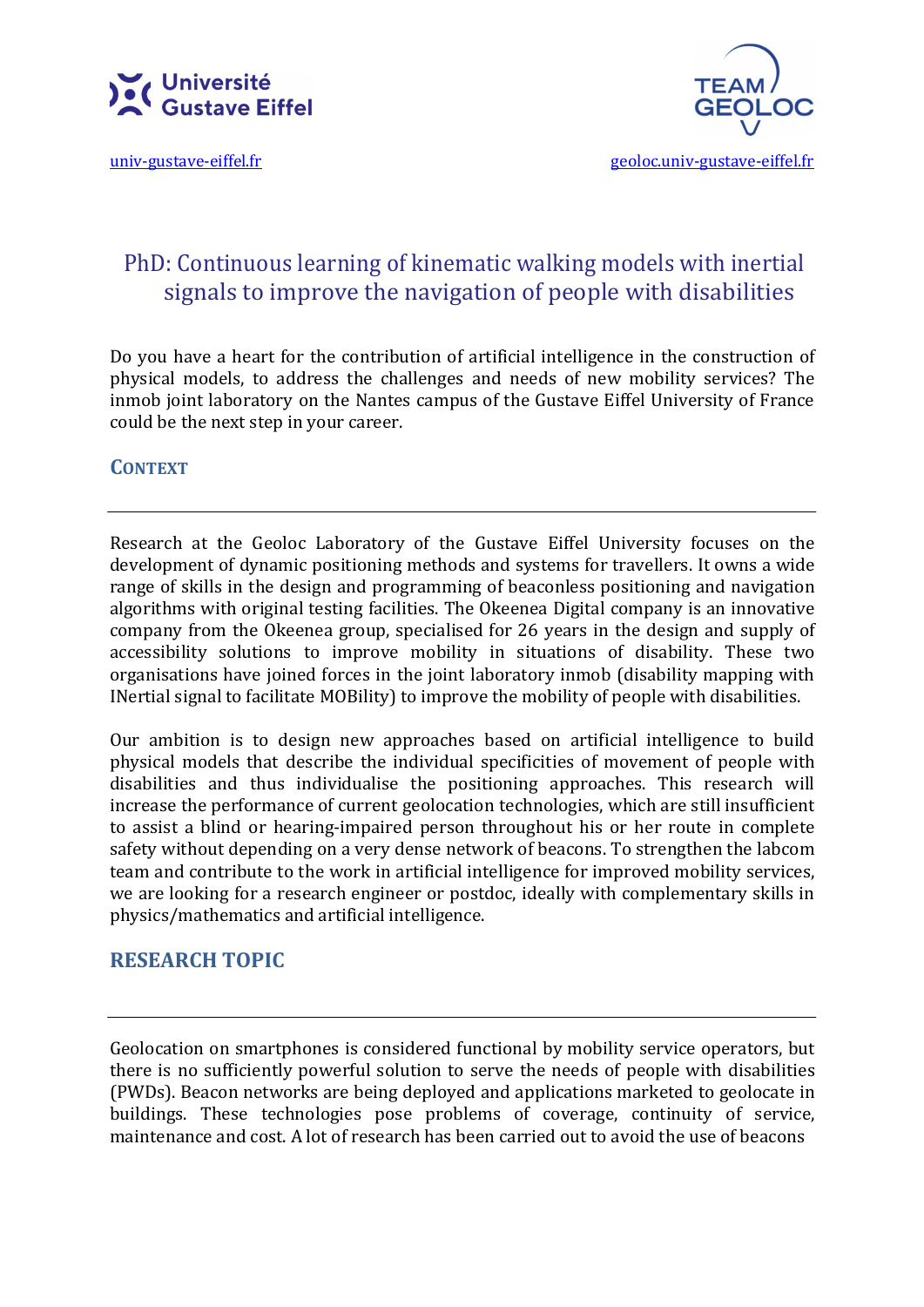Université Gustave Eiffel

TEAM GEOLOC

[univ-gustave-eiffel.fr](univ-gustave-eiffel.fr) [geoloc.univ-gustave-eiffel.fr](geoloc.univ-gustave-eiffel.fr)

# PhD: Continuous learning of kinematic walking models with inertial signals to improve the navigation of people with disabilities

Do you have a heart for the contribution of artificial intelligence in the construction of physical models, to address the challenges and needs of new mobility services? The inmob joint laboratory on the Nantes campus of the Gustave Eiffel University of France could be the next step in your career.

## Context

---

Research at the Geoloc Laboratory of the Gustave Eiffel University focuses on the development of dynamic positioning methods and systems for travellers. It owns a wide range of skills in the design and programming of beaconless positioning and navigation algorithms with original testing facilities. The Okeenea Digital company is an innovative company from the Okeenea group, specialised for 26 years in the design and supply of accessibility solutions to improve mobility in situations of disability. These two organisations have joined forces in the joint laboratory inmob (disability mapping with INertial signal to facilitate MOBility) to improve the mobility of people with disabilities.

Our ambition is to design new approaches based on artificial intelligence to build physical models that describe the individual specificities of movement of people with disabilities and thus individualise the positioning approaches. This research will increase the performance of current geolocation technologies, which are still insufficient to assist a blind or hearing-impaired person throughout his or her route in complete safety without depending on a very dense network of beacons. To strengthen the labcom team and contribute to the work in artificial intelligence for improved mobility services, we are looking for a research engineer or postdoc, ideally with complementary skills in physics/mathematics and artificial intelligence.

## RESEARCH TOPIC

---

Geolocation on smartphones is considered functional by mobility service operators, but there is no sufficiently powerful solution to serve the needs of people with disabilities (PWDs). Beacon networks are being deployed and applications marketed to geolocate in buildings. These technologies pose problems of coverage, continuity of service, maintenance and cost. A lot of research has been carried out to avoid the use of beacons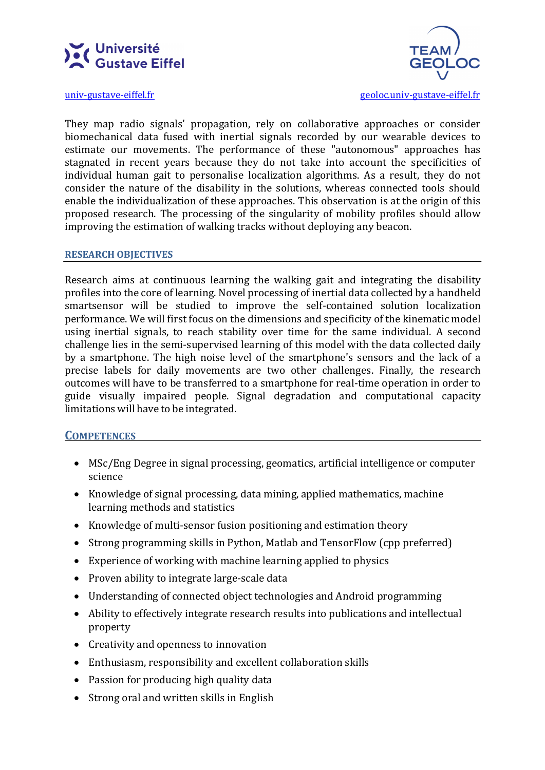They map radio signals' propagation, rely on collaborative approaches or consider biomechanical data fused with inertial signals recorded by our wearable devices to estimate our movements. The performance of these "autonomous" approaches has stagnated in recent years because they do not take into account the specificities of individual human gait to personalise localization algorithms. As a result, they do not consider the nature of the disability in the solutions, whereas connected tools should enable the individualization of these approaches. This observation is at the origin of this proposed research. The processing of the singularity of mobility profiles should allow improving the estimation of walking tracks without deploying any beacon.

## RESEARCH OBJECTIVES

Research aims at continuous learning the walking gait and integrating the disability profiles into the core of learning. Novel processing of inertial data collected by a handheld smartsensor will be studied to improve the self-contained solution localization performance. We will first focus on the dimensions and specificity of the kinematic model using inertial signals, to reach stability over time for the same individual. A second challenge lies in the semi-supervised learning of this model with the data collected daily by a smartphone. The high noise level of the smartphone's sensors and the lack of a precise labels for daily movements are two other challenges. Finally, the research outcomes will have to be transferred to a smartphone for real-time operation in order to guide visually impaired people. Signal degradation and computational capacity limitations will have to be integrated.

## COMPETENCES

- MSc/Eng Degree in signal processing, geomatics, artificial intelligence or computer science
- Knowledge of signal processing, data mining, applied mathematics, machine learning methods and statistics
- Knowledge of multi-sensor fusion positioning and estimation theory
- Strong programming skills in Python, Matlab and TensorFlow (cpp preferred)
- Experience of working with machine learning applied to physics
- Proven ability to integrate large-scale data
- Understanding of connected object technologies and Android programming
- Ability to effectively integrate research results into publications and intellectual property
- Creativity and openness to innovation
- Enthusiasm, responsibility and excellent collaboration skills
- Passion for producing high quality data
- Strong oral and written skills in English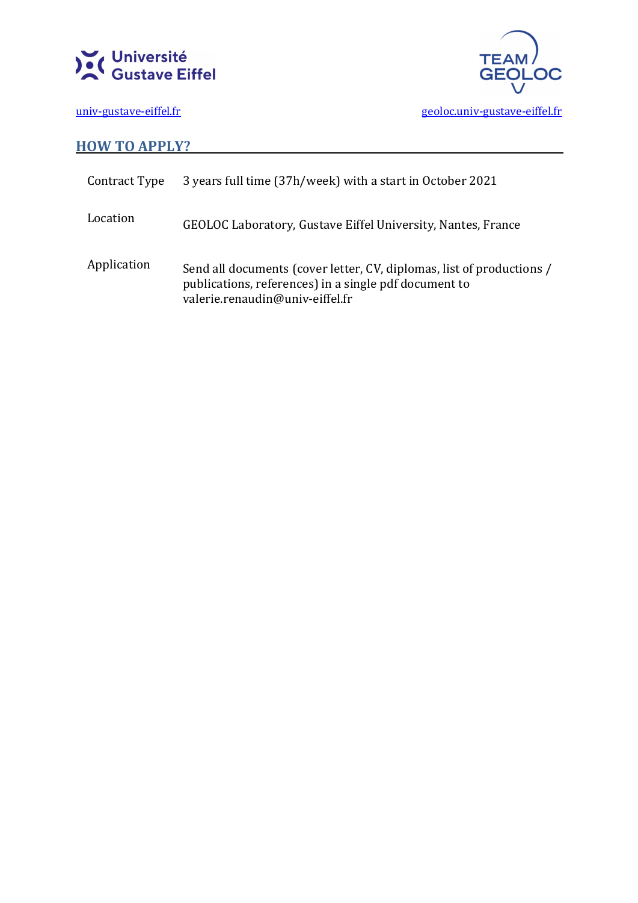Université Gustave Eiffel

TEAM GEOLOC

univ-gustave-eiffel.fr

geoloc.univ-gustave-eiffel.fr

## HOW TO APPLY?

| | |
|---|---|
| Contract Type | 3 years full time (37h/week) with a start in October 2021 |
| Location | GEOLOC Laboratory, Gustave Eiffel University, Nantes, France |
| Application | Send all documents (cover letter, CV, diplomas, list of productions / publications, references) in a single pdf document to valerie.renaudin@univ-eiffel.fr |